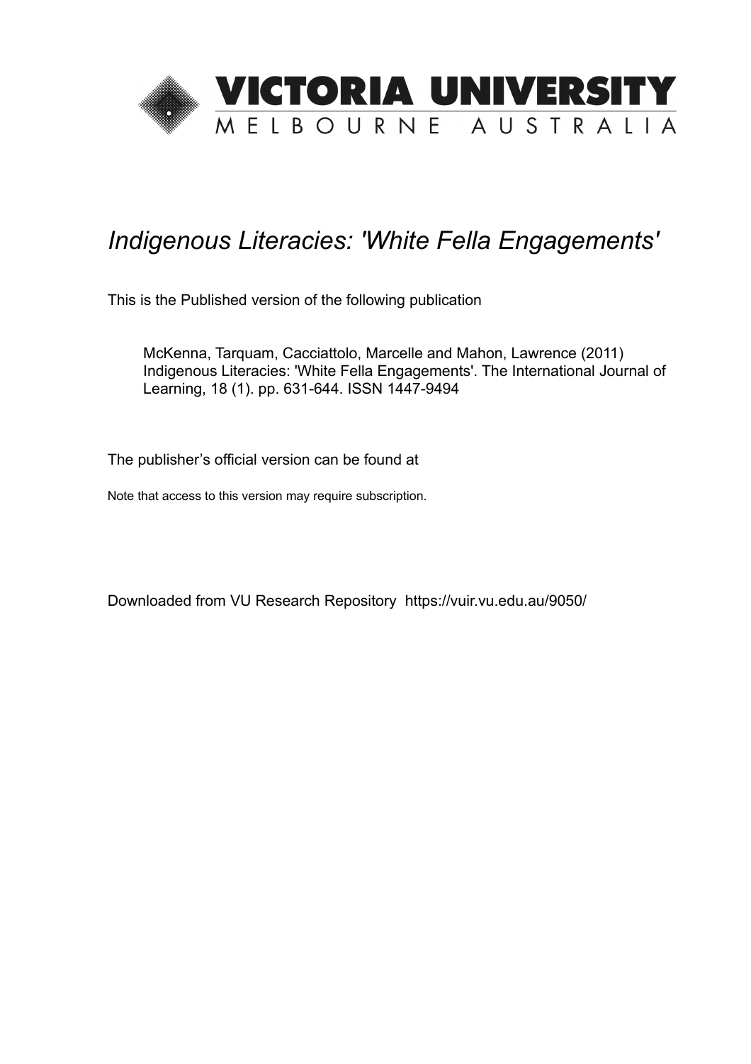# VICTORIA UNIVERSITY

MELBOURNE AUSTRALIA

*Indigenous Literacies: 'White Fella Engagements'*

This is the Published version of the following publication

McKenna, Tarquam, Cacciattolo, Marcelle and Mahon, Lawrence (2011) Indigenous Literacies: 'White Fella Engagements'. The International Journal of Learning, 18 (1). pp. 631-644. ISSN 1447-9494

The publisher's official version can be found at

Note that access to this version may require subscription.

Downloaded from VU Research Repository https://vuir.vu.edu.au/9050/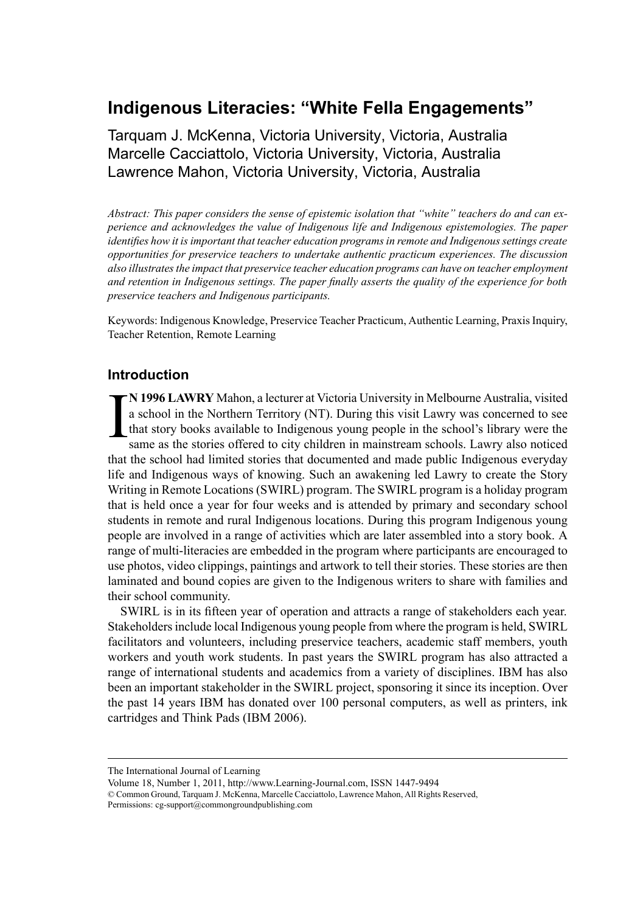# Indigenous Literacies: "White Fella Engagements"

Tarquam J. McKenna, Victoria University, Victoria, Australia
Marcelle Cacciattolo, Victoria University, Victoria, Australia
Lawrence Mahon, Victoria University, Victoria, Australia

*Abstract: This paper considers the sense of epistemic isolation that "white" teachers do and can experience and acknowledges the value of Indigenous life and Indigenous epistemologies. The paper identifies how it is important that teacher education programs in remote and Indigenous settings create opportunities for preservice teachers to undertake authentic practicum experiences. The discussion also illustrates the impact that preservice teacher education programs can have on teacher employment and retention in Indigenous settings. The paper finally asserts the quality of the experience for both preservice teachers and Indigenous participants.*

Keywords: Indigenous Knowledge, Preservice Teacher Practicum, Authentic Learning, Praxis Inquiry, Teacher Retention, Remote Learning

## Introduction

**IN 1996 LAWRY** Mahon, a lecturer at Victoria University in Melbourne Australia, visited a school in the Northern Territory (NT). During this visit Lawry was concerned to see that story books available to Indigenous young people in the school's library were the same as the stories offered to city children in mainstream schools. Lawry also noticed that the school had limited stories that documented and made public Indigenous everyday life and Indigenous ways of knowing. Such an awakening led Lawry to create the Story Writing in Remote Locations (SWIRL) program. The SWIRL program is a holiday program that is held once a year for four weeks and is attended by primary and secondary school students in remote and rural Indigenous locations. During this program Indigenous young people are involved in a range of activities which are later assembled into a story book. A range of multi-literacies are embedded in the program where participants are encouraged to use photos, video clippings, paintings and artwork to tell their stories. These stories are then laminated and bound copies are given to the Indigenous writers to share with families and their school community.

SWIRL is in its fifteen year of operation and attracts a range of stakeholders each year. Stakeholders include local Indigenous young people from where the program is held, SWIRL facilitators and volunteers, including preservice teachers, academic staff members, youth workers and youth work students. In past years the SWIRL program has also attracted a range of international students and academics from a variety of disciplines. IBM has also been an important stakeholder in the SWIRL project, sponsoring it since its inception. Over the past 14 years IBM has donated over 100 personal computers, as well as printers, ink cartridges and Think Pads (IBM 2006).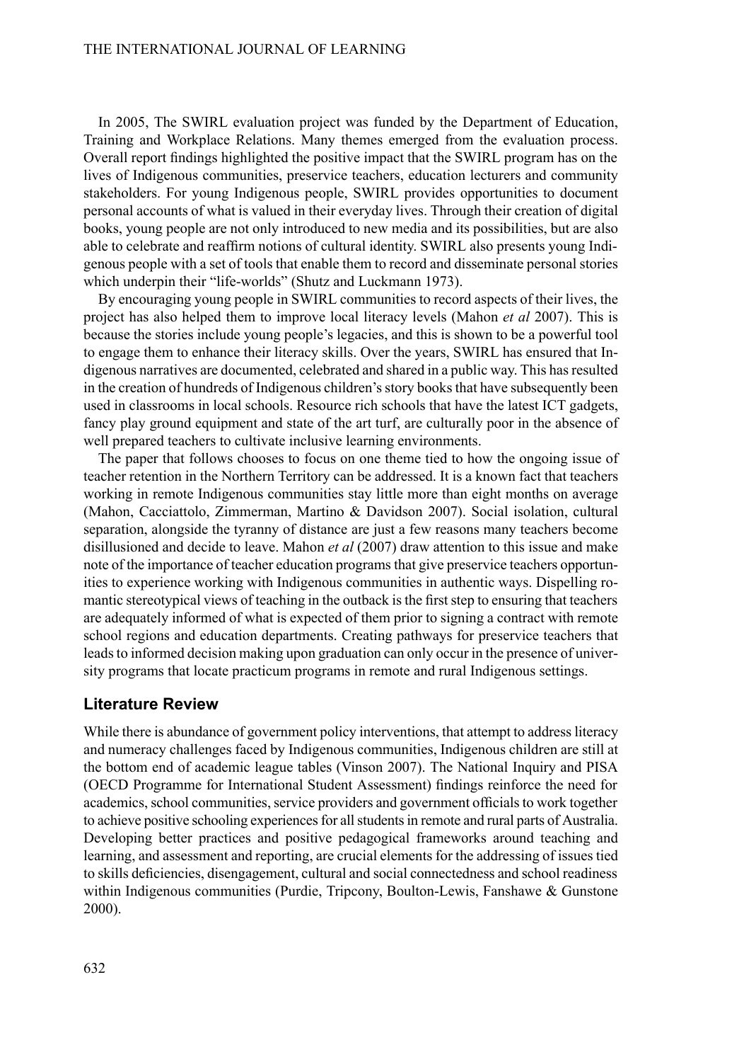In 2005, The SWIRL evaluation project was funded by the Department of Education, Training and Workplace Relations. Many themes emerged from the evaluation process. Overall report findings highlighted the positive impact that the SWIRL program has on the lives of Indigenous communities, preservice teachers, education lecturers and community stakeholders. For young Indigenous people, SWIRL provides opportunities to document personal accounts of what is valued in their everyday lives. Through their creation of digital books, young people are not only introduced to new media and its possibilities, but are also able to celebrate and reaffirm notions of cultural identity. SWIRL also presents young Indigenous people with a set of tools that enable them to record and disseminate personal stories which underpin their "life-worlds" (Shutz and Luckmann 1973).

By encouraging young people in SWIRL communities to record aspects of their lives, the project has also helped them to improve local literacy levels (Mahon *et al* 2007). This is because the stories include young people's legacies, and this is shown to be a powerful tool to engage them to enhance their literacy skills. Over the years, SWIRL has ensured that Indigenous narratives are documented, celebrated and shared in a public way. This has resulted in the creation of hundreds of Indigenous children's story books that have subsequently been used in classrooms in local schools. Resource rich schools that have the latest ICT gadgets, fancy play ground equipment and state of the art turf, are culturally poor in the absence of well prepared teachers to cultivate inclusive learning environments.

The paper that follows chooses to focus on one theme tied to how the ongoing issue of teacher retention in the Northern Territory can be addressed. It is a known fact that teachers working in remote Indigenous communities stay little more than eight months on average (Mahon, Cacciattolo, Zimmerman, Martino & Davidson 2007). Social isolation, cultural separation, alongside the tyranny of distance are just a few reasons many teachers become disillusioned and decide to leave. Mahon *et al* (2007) draw attention to this issue and make note of the importance of teacher education programs that give preservice teachers opportunities to experience working with Indigenous communities in authentic ways. Dispelling romantic stereotypical views of teaching in the outback is the first step to ensuring that teachers are adequately informed of what is expected of them prior to signing a contract with remote school regions and education departments. Creating pathways for preservice teachers that leads to informed decision making upon graduation can only occur in the presence of university programs that locate practicum programs in remote and rural Indigenous settings.

## Literature Review

While there is abundance of government policy interventions, that attempt to address literacy and numeracy challenges faced by Indigenous communities, Indigenous children are still at the bottom end of academic league tables (Vinson 2007). The National Inquiry and PISA (OECD Programme for International Student Assessment) findings reinforce the need for academics, school communities, service providers and government officials to work together to achieve positive schooling experiences for all students in remote and rural parts of Australia. Developing better practices and positive pedagogical frameworks around teaching and learning, and assessment and reporting, are crucial elements for the addressing of issues tied to skills deficiencies, disengagement, cultural and social connectedness and school readiness within Indigenous communities (Purdie, Tripcony, Boulton-Lewis, Fanshawe & Gunstone 2000).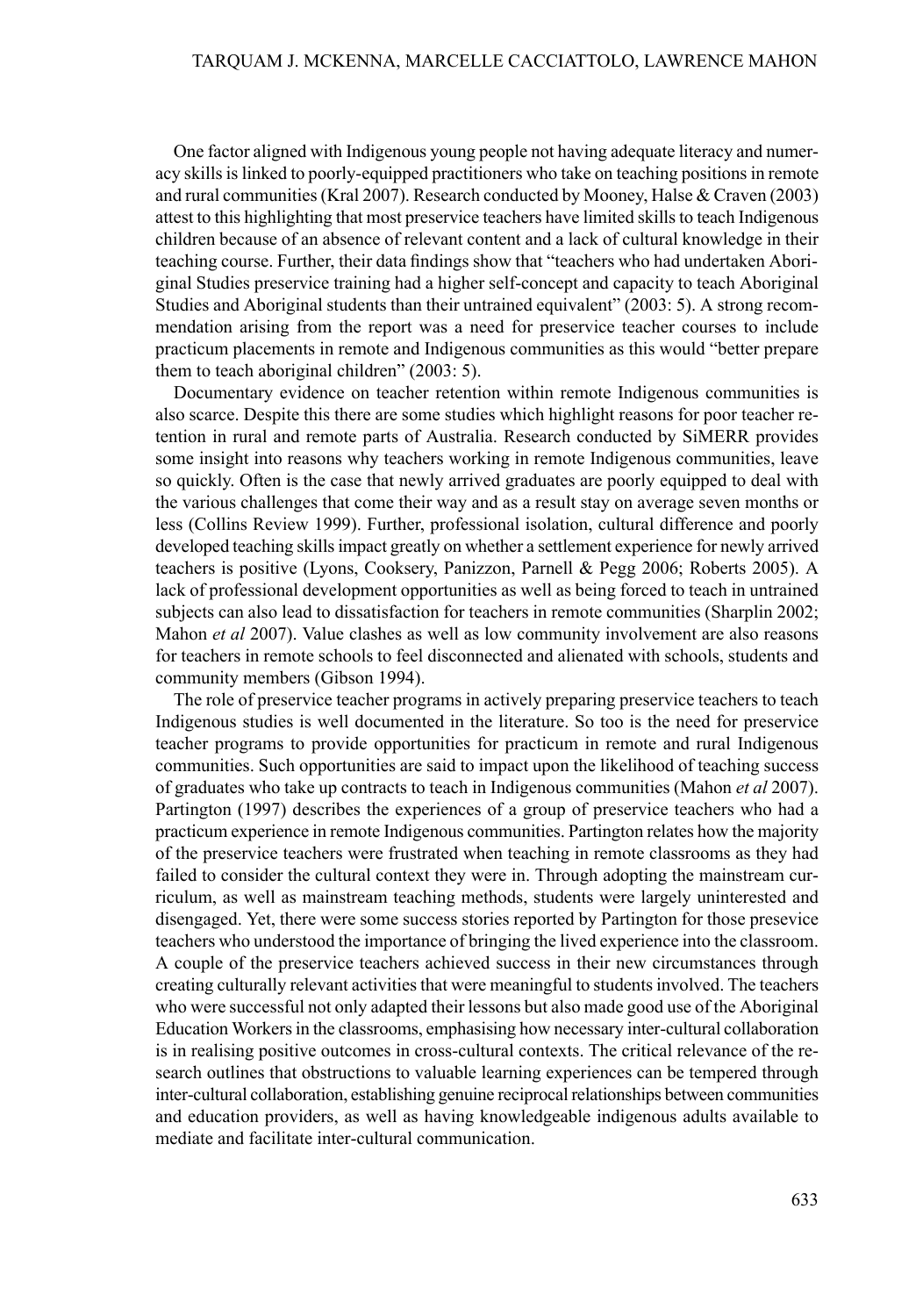One factor aligned with Indigenous young people not having adequate literacy and numeracy skills is linked to poorly-equipped practitioners who take on teaching positions in remote and rural communities (Kral 2007). Research conducted by Mooney, Halse & Craven (2003) attest to this highlighting that most preservice teachers have limited skills to teach Indigenous children because of an absence of relevant content and a lack of cultural knowledge in their teaching course. Further, their data findings show that "teachers who had undertaken Aboriginal Studies preservice training had a higher self-concept and capacity to teach Aboriginal Studies and Aboriginal students than their untrained equivalent" (2003: 5). A strong recommendation arising from the report was a need for preservice teacher courses to include practicum placements in remote and Indigenous communities as this would "better prepare them to teach aboriginal children" (2003: 5).

Documentary evidence on teacher retention within remote Indigenous communities is also scarce. Despite this there are some studies which highlight reasons for poor teacher retention in rural and remote parts of Australia. Research conducted by SiMERR provides some insight into reasons why teachers working in remote Indigenous communities, leave so quickly. Often is the case that newly arrived graduates are poorly equipped to deal with the various challenges that come their way and as a result stay on average seven months or less (Collins Review 1999). Further, professional isolation, cultural difference and poorly developed teaching skills impact greatly on whether a settlement experience for newly arrived teachers is positive (Lyons, Cooksery, Panizzon, Parnell & Pegg 2006; Roberts 2005). A lack of professional development opportunities as well as being forced to teach in untrained subjects can also lead to dissatisfaction for teachers in remote communities (Sharplin 2002; Mahon *et al* 2007). Value clashes as well as low community involvement are also reasons for teachers in remote schools to feel disconnected and alienated with schools, students and community members (Gibson 1994).

The role of preservice teacher programs in actively preparing preservice teachers to teach Indigenous studies is well documented in the literature. So too is the need for preservice teacher programs to provide opportunities for practicum in remote and rural Indigenous communities. Such opportunities are said to impact upon the likelihood of teaching success of graduates who take up contracts to teach in Indigenous communities (Mahon *et al* 2007). Partington (1997) describes the experiences of a group of preservice teachers who had a practicum experience in remote Indigenous communities. Partington relates how the majority of the preservice teachers were frustrated when teaching in remote classrooms as they had failed to consider the cultural context they were in. Through adopting the mainstream curriculum, as well as mainstream teaching methods, students were largely uninterested and disengaged. Yet, there were some success stories reported by Partington for those presevice teachers who understood the importance of bringing the lived experience into the classroom. A couple of the preservice teachers achieved success in their new circumstances through creating culturally relevant activities that were meaningful to students involved. The teachers who were successful not only adapted their lessons but also made good use of the Aboriginal Education Workers in the classrooms, emphasising how necessary inter-cultural collaboration is in realising positive outcomes in cross-cultural contexts. The critical relevance of the research outlines that obstructions to valuable learning experiences can be tempered through inter-cultural collaboration, establishing genuine reciprocal relationships between communities and education providers, as well as having knowledgeable indigenous adults available to mediate and facilitate inter-cultural communication.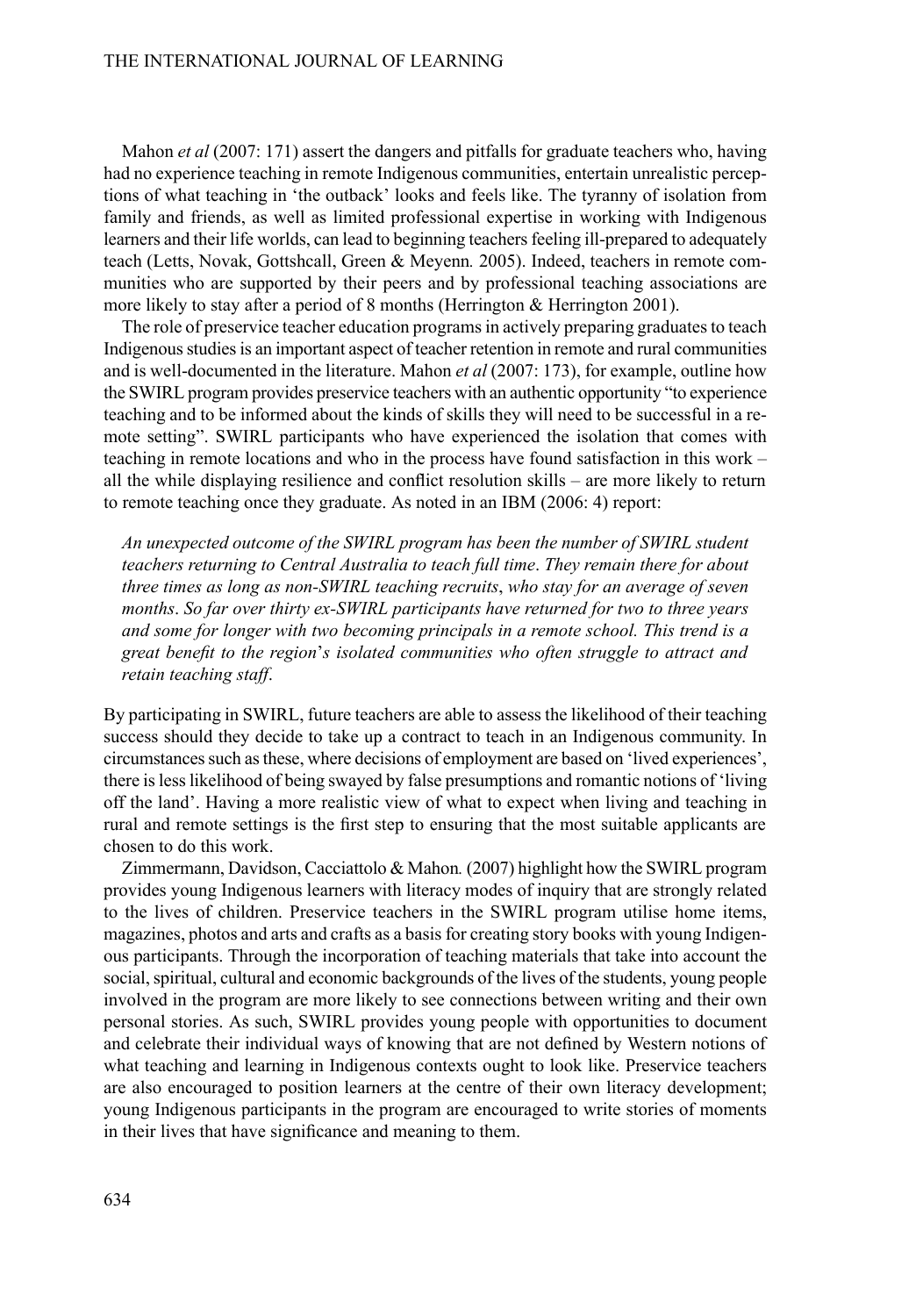Mahon *et al* (2007: 171) assert the dangers and pitfalls for graduate teachers who, having had no experience teaching in remote Indigenous communities, entertain unrealistic perceptions of what teaching in 'the outback' looks and feels like. The tyranny of isolation from family and friends, as well as limited professional expertise in working with Indigenous learners and their life worlds, can lead to beginning teachers feeling ill-prepared to adequately teach (Letts, Novak, Gottshcall, Green & Meyenn*.* 2005). Indeed, teachers in remote communities who are supported by their peers and by professional teaching associations are more likely to stay after a period of 8 months (Herrington & Herrington 2001).

The role of preservice teacher education programs in actively preparing graduates to teach Indigenous studies is an important aspect of teacher retention in remote and rural communities and is well-documented in the literature. Mahon *et al* (2007: 173), for example, outline how the SWIRL program provides preservice teachers with an authentic opportunity "to experience teaching and to be informed about the kinds of skills they will need to be successful in a remote setting". SWIRL participants who have experienced the isolation that comes with teaching in remote locations and who in the process have found satisfaction in this work – all the while displaying resilience and conflict resolution skills – are more likely to return to remote teaching once they graduate. As noted in an IBM (2006: 4) report:

> *An unexpected outcome of the SWIRL program has been the number of SWIRL student teachers returning to Central Australia to teach full time. They remain there for about three times as long as non-SWIRL teaching recruits, who stay for an average of seven months. So far over thirty ex-SWIRL participants have returned for two to three years and some for longer with two becoming principals in a remote school. This trend is a great benefit to the region's isolated communities who often struggle to attract and retain teaching staff.*

By participating in SWIRL, future teachers are able to assess the likelihood of their teaching success should they decide to take up a contract to teach in an Indigenous community. In circumstances such as these, where decisions of employment are based on 'lived experiences', there is less likelihood of being swayed by false presumptions and romantic notions of 'living off the land'. Having a more realistic view of what to expect when living and teaching in rural and remote settings is the first step to ensuring that the most suitable applicants are chosen to do this work.

Zimmermann, Davidson, Cacciattolo & Mahon*.* (2007) highlight how the SWIRL program provides young Indigenous learners with literacy modes of inquiry that are strongly related to the lives of children. Preservice teachers in the SWIRL program utilise home items, magazines, photos and arts and crafts as a basis for creating story books with young Indigenous participants. Through the incorporation of teaching materials that take into account the social, spiritual, cultural and economic backgrounds of the lives of the students, young people involved in the program are more likely to see connections between writing and their own personal stories. As such, SWIRL provides young people with opportunities to document and celebrate their individual ways of knowing that are not defined by Western notions of what teaching and learning in Indigenous contexts ought to look like. Preservice teachers are also encouraged to position learners at the centre of their own literacy development; young Indigenous participants in the program are encouraged to write stories of moments in their lives that have significance and meaning to them.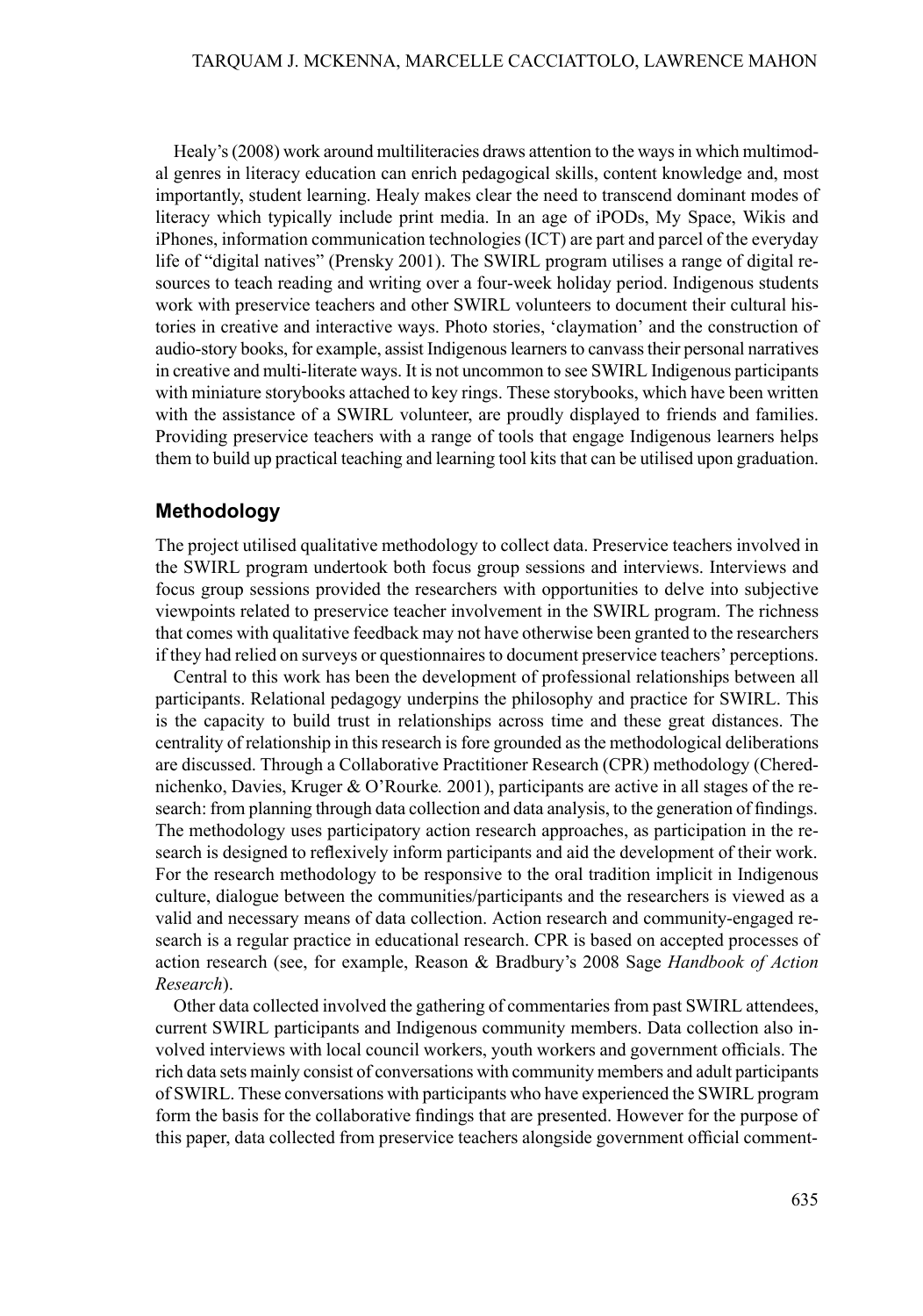Healy's (2008) work around multiliteracies draws attention to the ways in which multimodal genres in literacy education can enrich pedagogical skills, content knowledge and, most importantly, student learning. Healy makes clear the need to transcend dominant modes of literacy which typically include print media. In an age of iPODs, My Space, Wikis and iPhones, information communication technologies (ICT) are part and parcel of the everyday life of "digital natives" (Prensky 2001). The SWIRL program utilises a range of digital resources to teach reading and writing over a four-week holiday period. Indigenous students work with preservice teachers and other SWIRL volunteers to document their cultural histories in creative and interactive ways. Photo stories, 'claymation' and the construction of audio-story books, for example, assist Indigenous learners to canvass their personal narratives in creative and multi-literate ways. It is not uncommon to see SWIRL Indigenous participants with miniature storybooks attached to key rings. These storybooks, which have been written with the assistance of a SWIRL volunteer, are proudly displayed to friends and families. Providing preservice teachers with a range of tools that engage Indigenous learners helps them to build up practical teaching and learning tool kits that can be utilised upon graduation.

## Methodology

The project utilised qualitative methodology to collect data. Preservice teachers involved in the SWIRL program undertook both focus group sessions and interviews. Interviews and focus group sessions provided the researchers with opportunities to delve into subjective viewpoints related to preservice teacher involvement in the SWIRL program. The richness that comes with qualitative feedback may not have otherwise been granted to the researchers if they had relied on surveys or questionnaires to document preservice teachers' perceptions.

Central to this work has been the development of professional relationships between all participants. Relational pedagogy underpins the philosophy and practice for SWIRL. This is the capacity to build trust in relationships across time and these great distances. The centrality of relationship in this research is fore grounded as the methodological deliberations are discussed. Through a Collaborative Practitioner Research (CPR) methodology (Cherednichenko, Davies, Kruger & O'Rourke. 2001), participants are active in all stages of the research: from planning through data collection and data analysis, to the generation of findings. The methodology uses participatory action research approaches, as participation in the research is designed to reflexively inform participants and aid the development of their work. For the research methodology to be responsive to the oral tradition implicit in Indigenous culture, dialogue between the communities/participants and the researchers is viewed as a valid and necessary means of data collection. Action research and community-engaged research is a regular practice in educational research. CPR is based on accepted processes of action research (see, for example, Reason & Bradbury's 2008 Sage *Handbook of Action Research*).

Other data collected involved the gathering of commentaries from past SWIRL attendees, current SWIRL participants and Indigenous community members. Data collection also involved interviews with local council workers, youth workers and government officials. The rich data sets mainly consist of conversations with community members and adult participants of SWIRL. These conversations with participants who have experienced the SWIRL program form the basis for the collaborative findings that are presented. However for the purpose of this paper, data collected from preservice teachers alongside government official comment-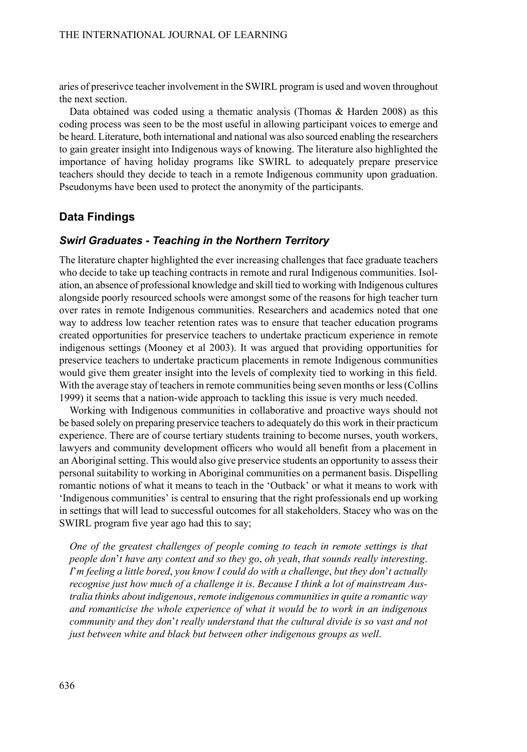aries of preserivce teacher involvement in the SWIRL program is used and woven throughout the next section.

Data obtained was coded using a thematic analysis (Thomas & Harden 2008) as this coding process was seen to be the most useful in allowing participant voices to emerge and be heard. Literature, both international and national was also sourced enabling the researchers to gain greater insight into Indigenous ways of knowing. The literature also highlighted the importance of having holiday programs like SWIRL to adequately prepare preservice teachers should they decide to teach in a remote Indigenous community upon graduation. Pseudonyms have been used to protect the anonymity of the participants.

## Data Findings

### *Swirl Graduates - Teaching in the Northern Territory*

The literature chapter highlighted the ever increasing challenges that face graduate teachers who decide to take up teaching contracts in remote and rural Indigenous communities. Isolation, an absence of professional knowledge and skill tied to working with Indigenous cultures alongside poorly resourced schools were amongst some of the reasons for high teacher turn over rates in remote Indigenous communities. Researchers and academics noted that one way to address low teacher retention rates was to ensure that teacher education programs created opportunities for preservice teachers to undertake practicum experience in remote indigenous settings (Mooney et al 2003). It was argued that providing opportunities for preservice teachers to undertake practicum placements in remote Indigenous communities would give them greater insight into the levels of complexity tied to working in this field. With the average stay of teachers in remote communities being seven months or less (Collins 1999) it seems that a nation-wide approach to tackling this issue is very much needed.

Working with Indigenous communities in collaborative and proactive ways should not be based solely on preparing preservice teachers to adequately do this work in their practicum experience. There are of course tertiary students training to become nurses, youth workers, lawyers and community development officers who would all benefit from a placement in an Aboriginal setting. This would also give preservice students an opportunity to assess their personal suitability to working in Aboriginal communities on a permanent basis. Dispelling romantic notions of what it means to teach in the 'Outback' or what it means to work with 'Indigenous communities' is central to ensuring that the right professionals end up working in settings that will lead to successful outcomes for all stakeholders. Stacey who was on the SWIRL program five year ago had this to say;

> *One of the greatest challenges of people coming to teach in remote settings is that people don't have any context and so they go, oh yeah, that sounds really interesting. I'm feeling a little bored, you know I could do with a challenge, but they don't actually recognise just how much of a challenge it is. Because I think a lot of mainstream Australia thinks about indigenous, remote indigenous communities in quite a romantic way and romanticise the whole experience of what it would be to work in an indigenous community and they don't really understand that the cultural divide is so vast and not just between white and black but between other indigenous groups as well.*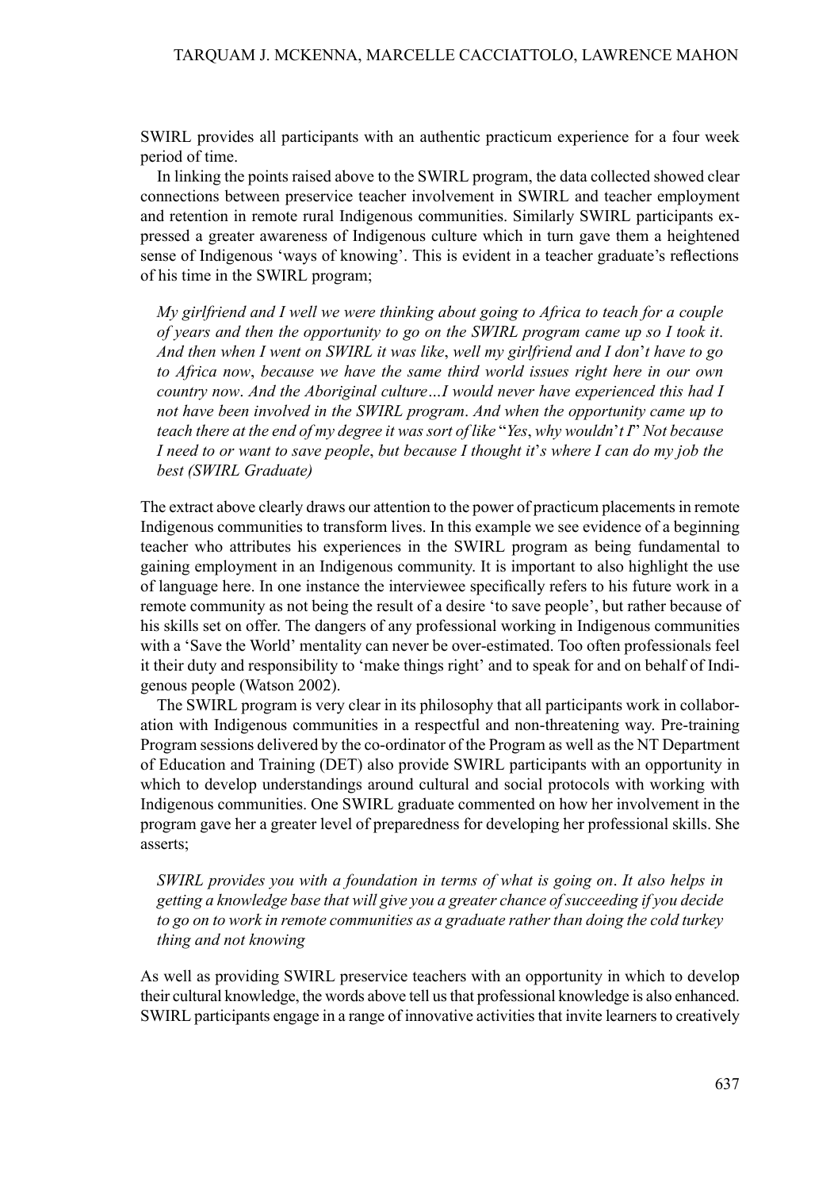SWIRL provides all participants with an authentic practicum experience for a four week period of time.

In linking the points raised above to the SWIRL program, the data collected showed clear connections between preservice teacher involvement in SWIRL and teacher employment and retention in remote rural Indigenous communities. Similarly SWIRL participants expressed a greater awareness of Indigenous culture which in turn gave them a heightened sense of Indigenous 'ways of knowing'. This is evident in a teacher graduate's reflections of his time in the SWIRL program;

> *My girlfriend and I well we were thinking about going to Africa to teach for a couple of years and then the opportunity to go on the SWIRL program came up so I took it. And then when I went on SWIRL it was like, well my girlfriend and I don't have to go to Africa now, because we have the same third world issues right here in our own country now. And the Aboriginal culture…I would never have experienced this had I not have been involved in the SWIRL program. And when the opportunity came up to teach there at the end of my degree it was sort of like "Yes, why wouldn't I" Not because I need to or want to save people, but because I thought it's where I can do my job the best (SWIRL Graduate)*

The extract above clearly draws our attention to the power of practicum placements in remote Indigenous communities to transform lives. In this example we see evidence of a beginning teacher who attributes his experiences in the SWIRL program as being fundamental to gaining employment in an Indigenous community. It is important to also highlight the use of language here. In one instance the interviewee specifically refers to his future work in a remote community as not being the result of a desire 'to save people', but rather because of his skills set on offer. The dangers of any professional working in Indigenous communities with a 'Save the World' mentality can never be over-estimated. Too often professionals feel it their duty and responsibility to 'make things right' and to speak for and on behalf of Indigenous people (Watson 2002).

The SWIRL program is very clear in its philosophy that all participants work in collaboration with Indigenous communities in a respectful and non-threatening way. Pre-training Program sessions delivered by the co-ordinator of the Program as well as the NT Department of Education and Training (DET) also provide SWIRL participants with an opportunity in which to develop understandings around cultural and social protocols with working with Indigenous communities. One SWIRL graduate commented on how her involvement in the program gave her a greater level of preparedness for developing her professional skills. She asserts;

> *SWIRL provides you with a foundation in terms of what is going on. It also helps in getting a knowledge base that will give you a greater chance of succeeding if you decide to go on to work in remote communities as a graduate rather than doing the cold turkey thing and not knowing*

As well as providing SWIRL preservice teachers with an opportunity in which to develop their cultural knowledge, the words above tell us that professional knowledge is also enhanced. SWIRL participants engage in a range of innovative activities that invite learners to creatively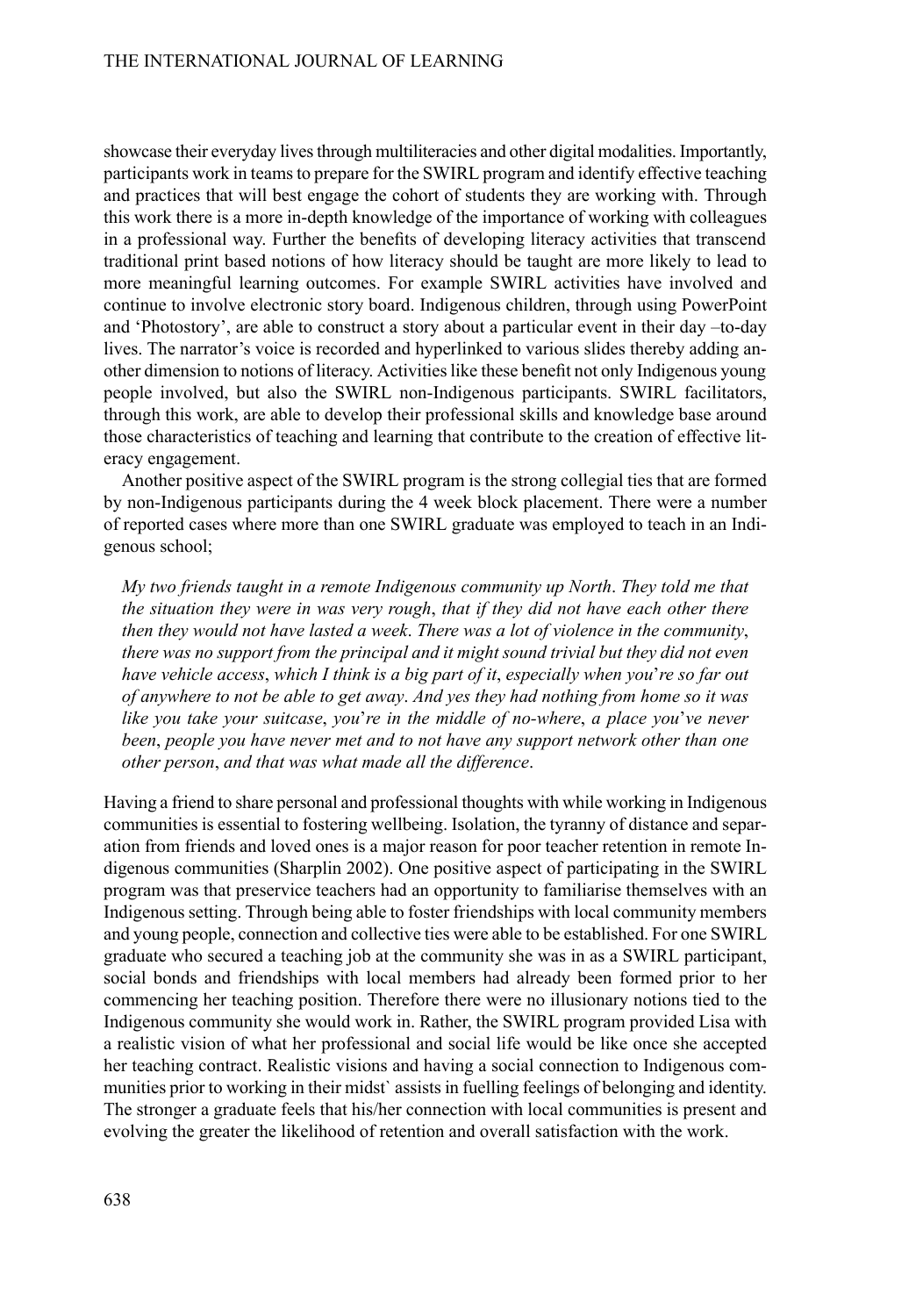showcase their everyday lives through multiliteracies and other digital modalities. Importantly, participants work in teams to prepare for the SWIRL program and identify effective teaching and practices that will best engage the cohort of students they are working with. Through this work there is a more in-depth knowledge of the importance of working with colleagues in a professional way. Further the benefits of developing literacy activities that transcend traditional print based notions of how literacy should be taught are more likely to lead to more meaningful learning outcomes. For example SWIRL activities have involved and continue to involve electronic story board. Indigenous children, through using PowerPoint and 'Photostory', are able to construct a story about a particular event in their day –to-day lives. The narrator's voice is recorded and hyperlinked to various slides thereby adding another dimension to notions of literacy. Activities like these benefit not only Indigenous young people involved, but also the SWIRL non-Indigenous participants. SWIRL facilitators, through this work, are able to develop their professional skills and knowledge base around those characteristics of teaching and learning that contribute to the creation of effective literacy engagement.

Another positive aspect of the SWIRL program is the strong collegial ties that are formed by non-Indigenous participants during the 4 week block placement. There were a number of reported cases where more than one SWIRL graduate was employed to teach in an Indigenous school;

> *My two friends taught in a remote Indigenous community up North. They told me that the situation they were in was very rough, that if they did not have each other there then they would not have lasted a week. There was a lot of violence in the community, there was no support from the principal and it might sound trivial but they did not even have vehicle access, which I think is a big part of it, especially when you're so far out of anywhere to not be able to get away. And yes they had nothing from home so it was like you take your suitcase, you're in the middle of no-where, a place you've never been, people you have never met and to not have any support network other than one other person, and that was what made all the difference.*

Having a friend to share personal and professional thoughts with while working in Indigenous communities is essential to fostering wellbeing. Isolation, the tyranny of distance and separation from friends and loved ones is a major reason for poor teacher retention in remote Indigenous communities (Sharplin 2002). One positive aspect of participating in the SWIRL program was that preservice teachers had an opportunity to familiarise themselves with an Indigenous setting. Through being able to foster friendships with local community members and young people, connection and collective ties were able to be established. For one SWIRL graduate who secured a teaching job at the community she was in as a SWIRL participant, social bonds and friendships with local members had already been formed prior to her commencing her teaching position. Therefore there were no illusionary notions tied to the Indigenous community she would work in. Rather, the SWIRL program provided Lisa with a realistic vision of what her professional and social life would be like once she accepted her teaching contract. Realistic visions and having a social connection to Indigenous communities prior to working in their midst` assists in fuelling feelings of belonging and identity. The stronger a graduate feels that his/her connection with local communities is present and evolving the greater the likelihood of retention and overall satisfaction with the work.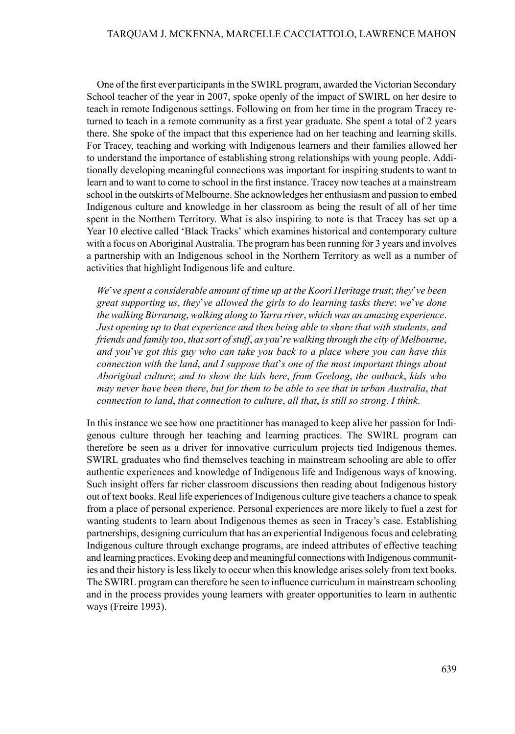One of the first ever participants in the SWIRL program, awarded the Victorian Secondary School teacher of the year in 2007, spoke openly of the impact of SWIRL on her desire to teach in remote Indigenous settings. Following on from her time in the program Tracey returned to teach in a remote community as a first year graduate. She spent a total of 2 years there. She spoke of the impact that this experience had on her teaching and learning skills. For Tracey, teaching and working with Indigenous learners and their families allowed her to understand the importance of establishing strong relationships with young people. Additionally developing meaningful connections was important for inspiring students to want to learn and to want to come to school in the first instance. Tracey now teaches at a mainstream school in the outskirts of Melbourne. She acknowledges her enthusiasm and passion to embed Indigenous culture and knowledge in her classroom as being the result of all of her time spent in the Northern Territory. What is also inspiring to note is that Tracey has set up a Year 10 elective called 'Black Tracks' which examines historical and contemporary culture with a focus on Aboriginal Australia. The program has been running for 3 years and involves a partnership with an Indigenous school in the Northern Territory as well as a number of activities that highlight Indigenous life and culture.

> *We've spent a considerable amount of time up at the Koori Heritage trust; they've been great supporting us, they've allowed the girls to do learning tasks there: we've done the walking Birrarung, walking along to Yarra river, which was an amazing experience. Just opening up to that experience and then being able to share that with students, and friends and family too, that sort of stuff, as you're walking through the city of Melbourne, and you've got this guy who can take you back to a place where you can have this connection with the land, and I suppose that's one of the most important things about Aboriginal culture; and to show the kids here, from Geelong, the outback, kids who may never have been there, but for them to be able to see that in urban Australia, that connection to land, that connection to culture, all that, is still so strong. I think.*

In this instance we see how one practitioner has managed to keep alive her passion for Indigenous culture through her teaching and learning practices. The SWIRL program can therefore be seen as a driver for innovative curriculum projects tied Indigenous themes. SWIRL graduates who find themselves teaching in mainstream schooling are able to offer authentic experiences and knowledge of Indigenous life and Indigenous ways of knowing. Such insight offers far richer classroom discussions then reading about Indigenous history out of text books. Real life experiences of Indigenous culture give teachers a chance to speak from a place of personal experience. Personal experiences are more likely to fuel a zest for wanting students to learn about Indigenous themes as seen in Tracey's case. Establishing partnerships, designing curriculum that has an experiential Indigenous focus and celebrating Indigenous culture through exchange programs, are indeed attributes of effective teaching and learning practices. Evoking deep and meaningful connections with Indigenous communities and their history is less likely to occur when this knowledge arises solely from text books. The SWIRL program can therefore be seen to influence curriculum in mainstream schooling and in the process provides young learners with greater opportunities to learn in authentic ways (Freire 1993).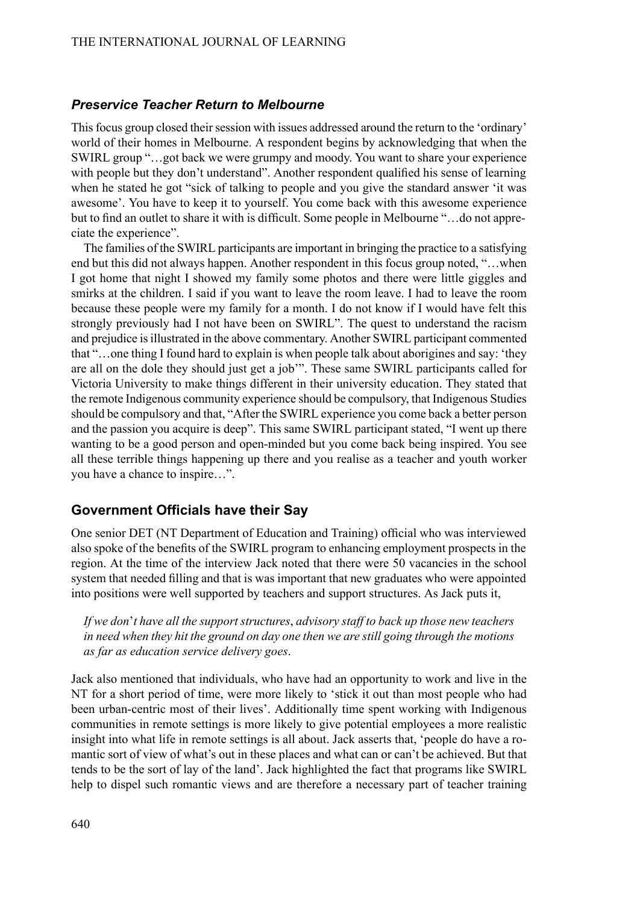### *Preservice Teacher Return to Melbourne*

This focus group closed their session with issues addressed around the return to the 'ordinary' world of their homes in Melbourne. A respondent begins by acknowledging that when the SWIRL group "…got back we were grumpy and moody. You want to share your experience with people but they don't understand". Another respondent qualified his sense of learning when he stated he got "sick of talking to people and you give the standard answer 'it was awesome'. You have to keep it to yourself. You come back with this awesome experience but to find an outlet to share it with is difficult. Some people in Melbourne "…do not appreciate the experience".

The families of the SWIRL participants are important in bringing the practice to a satisfying end but this did not always happen. Another respondent in this focus group noted, "…when I got home that night I showed my family some photos and there were little giggles and smirks at the children. I said if you want to leave the room leave. I had to leave the room because these people were my family for a month. I do not know if I would have felt this strongly previously had I not have been on SWIRL". The quest to understand the racism and prejudice is illustrated in the above commentary. Another SWIRL participant commented that "…one thing I found hard to explain is when people talk about aborigines and say: 'they are all on the dole they should just get a job'". These same SWIRL participants called for Victoria University to make things different in their university education. They stated that the remote Indigenous community experience should be compulsory, that Indigenous Studies should be compulsory and that, "After the SWIRL experience you come back a better person and the passion you acquire is deep". This same SWIRL participant stated, "I went up there wanting to be a good person and open-minded but you come back being inspired. You see all these terrible things happening up there and you realise as a teacher and youth worker you have a chance to inspire…".

## Government Officials have their Say

One senior DET (NT Department of Education and Training) official who was interviewed also spoke of the benefits of the SWIRL program to enhancing employment prospects in the region. At the time of the interview Jack noted that there were 50 vacancies in the school system that needed filling and that is was important that new graduates who were appointed into positions were well supported by teachers and support structures. As Jack puts it,

> *If we don't have all the support structures, advisory staff to back up those new teachers in need when they hit the ground on day one then we are still going through the motions as far as education service delivery goes.*

Jack also mentioned that individuals, who have had an opportunity to work and live in the NT for a short period of time, were more likely to 'stick it out than most people who had been urban-centric most of their lives'. Additionally time spent working with Indigenous communities in remote settings is more likely to give potential employees a more realistic insight into what life in remote settings is all about. Jack asserts that, 'people do have a romantic sort of view of what's out in these places and what can or can't be achieved. But that tends to be the sort of lay of the land'. Jack highlighted the fact that programs like SWIRL help to dispel such romantic views and are therefore a necessary part of teacher training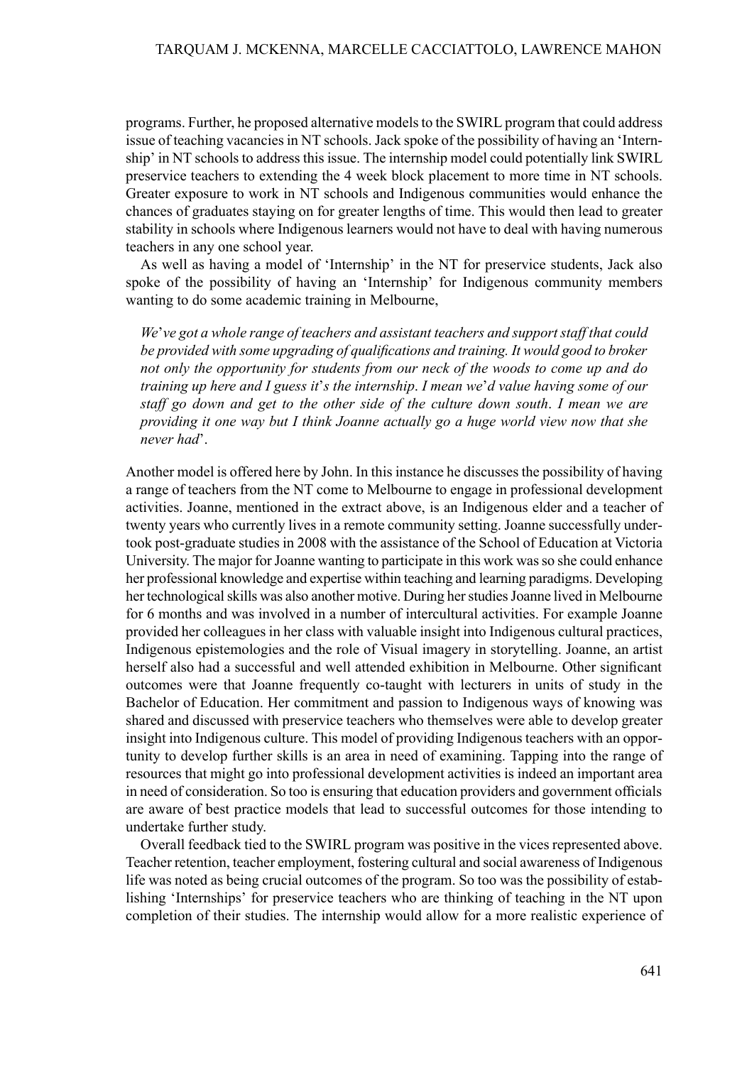programs. Further, he proposed alternative models to the SWIRL program that could address issue of teaching vacancies in NT schools. Jack spoke of the possibility of having an 'Internship' in NT schools to address this issue. The internship model could potentially link SWIRL preservice teachers to extending the 4 week block placement to more time in NT schools. Greater exposure to work in NT schools and Indigenous communities would enhance the chances of graduates staying on for greater lengths of time. This would then lead to greater stability in schools where Indigenous learners would not have to deal with having numerous teachers in any one school year.

As well as having a model of 'Internship' in the NT for preservice students, Jack also spoke of the possibility of having an 'Internship' for Indigenous community members wanting to do some academic training in Melbourne,

> *We've got a whole range of teachers and assistant teachers and support staff that could be provided with some upgrading of qualifications and training. It would good to broker not only the opportunity for students from our neck of the woods to come up and do training up here and I guess it's the internship. I mean we'd value having some of our staff go down and get to the other side of the culture down south. I mean we are providing it one way but I think Joanne actually go a huge world view now that she never had*'.

Another model is offered here by John. In this instance he discusses the possibility of having a range of teachers from the NT come to Melbourne to engage in professional development activities. Joanne, mentioned in the extract above, is an Indigenous elder and a teacher of twenty years who currently lives in a remote community setting. Joanne successfully undertook post-graduate studies in 2008 with the assistance of the School of Education at Victoria University. The major for Joanne wanting to participate in this work was so she could enhance her professional knowledge and expertise within teaching and learning paradigms. Developing her technological skills was also another motive. During her studies Joanne lived in Melbourne for 6 months and was involved in a number of intercultural activities. For example Joanne provided her colleagues in her class with valuable insight into Indigenous cultural practices, Indigenous epistemologies and the role of Visual imagery in storytelling. Joanne, an artist herself also had a successful and well attended exhibition in Melbourne. Other significant outcomes were that Joanne frequently co-taught with lecturers in units of study in the Bachelor of Education. Her commitment and passion to Indigenous ways of knowing was shared and discussed with preservice teachers who themselves were able to develop greater insight into Indigenous culture. This model of providing Indigenous teachers with an opportunity to develop further skills is an area in need of examining. Tapping into the range of resources that might go into professional development activities is indeed an important area in need of consideration. So too is ensuring that education providers and government officials are aware of best practice models that lead to successful outcomes for those intending to undertake further study.

Overall feedback tied to the SWIRL program was positive in the vices represented above. Teacher retention, teacher employment, fostering cultural and social awareness of Indigenous life was noted as being crucial outcomes of the program. So too was the possibility of establishing 'Internships' for preservice teachers who are thinking of teaching in the NT upon completion of their studies. The internship would allow for a more realistic experience of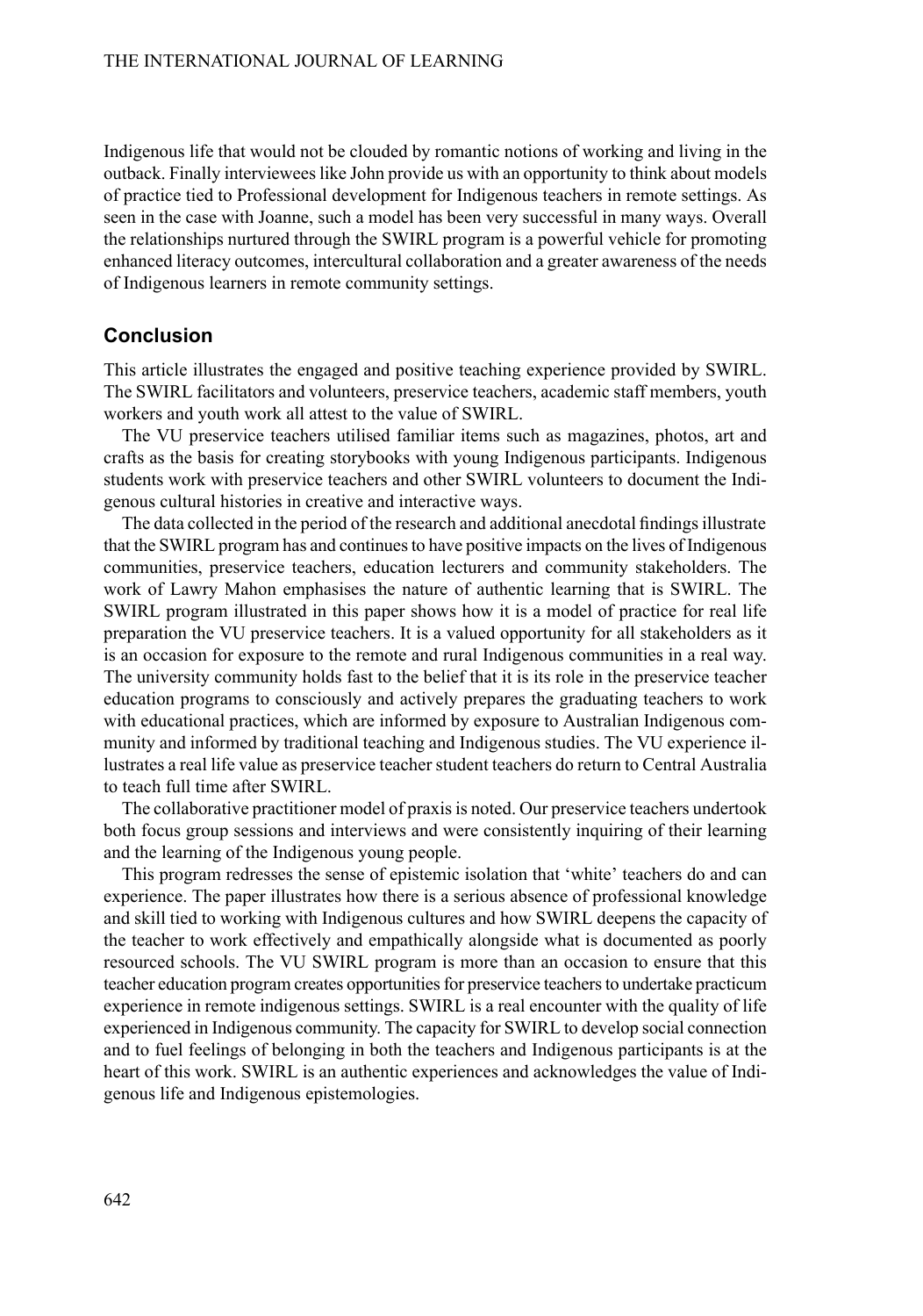Indigenous life that would not be clouded by romantic notions of working and living in the outback. Finally interviewees like John provide us with an opportunity to think about models of practice tied to Professional development for Indigenous teachers in remote settings. As seen in the case with Joanne, such a model has been very successful in many ways. Overall the relationships nurtured through the SWIRL program is a powerful vehicle for promoting enhanced literacy outcomes, intercultural collaboration and a greater awareness of the needs of Indigenous learners in remote community settings.

## Conclusion

This article illustrates the engaged and positive teaching experience provided by SWIRL. The SWIRL facilitators and volunteers, preservice teachers, academic staff members, youth workers and youth work all attest to the value of SWIRL.

The VU preservice teachers utilised familiar items such as magazines, photos, art and crafts as the basis for creating storybooks with young Indigenous participants. Indigenous students work with preservice teachers and other SWIRL volunteers to document the Indigenous cultural histories in creative and interactive ways.

The data collected in the period of the research and additional anecdotal findings illustrate that the SWIRL program has and continues to have positive impacts on the lives of Indigenous communities, preservice teachers, education lecturers and community stakeholders. The work of Lawry Mahon emphasises the nature of authentic learning that is SWIRL. The SWIRL program illustrated in this paper shows how it is a model of practice for real life preparation the VU preservice teachers. It is a valued opportunity for all stakeholders as it is an occasion for exposure to the remote and rural Indigenous communities in a real way. The university community holds fast to the belief that it is its role in the preservice teacher education programs to consciously and actively prepares the graduating teachers to work with educational practices, which are informed by exposure to Australian Indigenous community and informed by traditional teaching and Indigenous studies. The VU experience illustrates a real life value as preservice teacher student teachers do return to Central Australia to teach full time after SWIRL.

The collaborative practitioner model of praxis is noted. Our preservice teachers undertook both focus group sessions and interviews and were consistently inquiring of their learning and the learning of the Indigenous young people.

This program redresses the sense of epistemic isolation that 'white' teachers do and can experience. The paper illustrates how there is a serious absence of professional knowledge and skill tied to working with Indigenous cultures and how SWIRL deepens the capacity of the teacher to work effectively and empathically alongside what is documented as poorly resourced schools. The VU SWIRL program is more than an occasion to ensure that this teacher education program creates opportunities for preservice teachers to undertake practicum experience in remote indigenous settings. SWIRL is a real encounter with the quality of life experienced in Indigenous community. The capacity for SWIRL to develop social connection and to fuel feelings of belonging in both the teachers and Indigenous participants is at the heart of this work. SWIRL is an authentic experiences and acknowledges the value of Indigenous life and Indigenous epistemologies.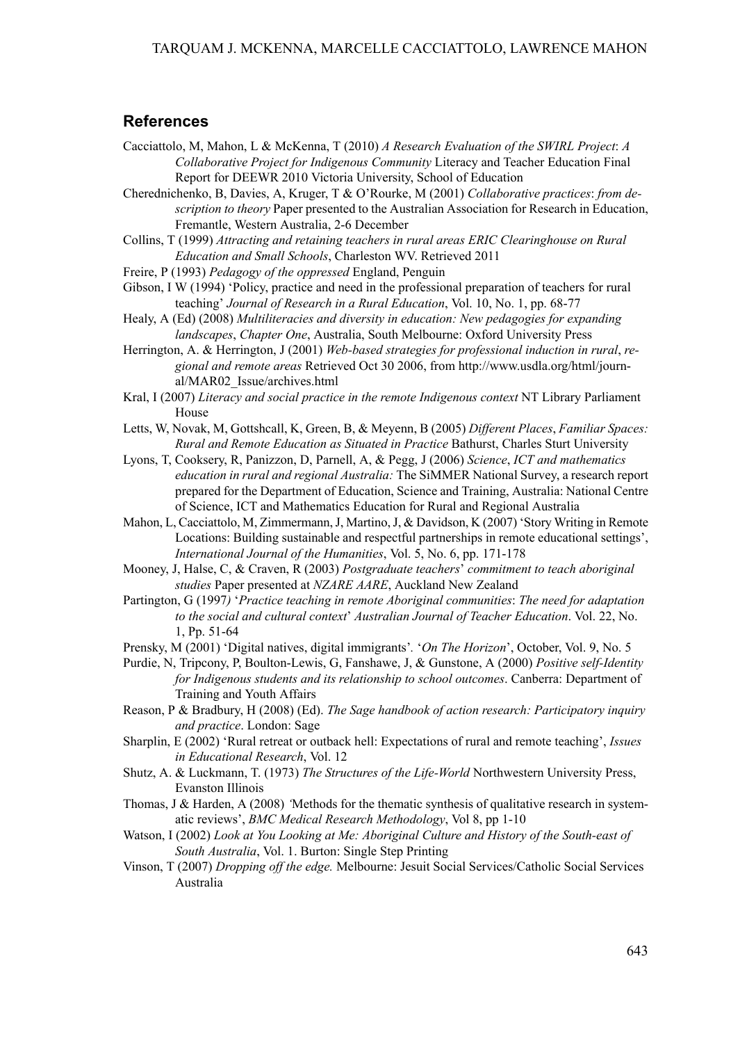## References

Cacciattolo, M, Mahon, L & McKenna, T (2010) *A Research Evaluation of the SWIRL Project*: *A Collaborative Project for Indigenous Community* Literacy and Teacher Education Final Report for DEEWR 2010 Victoria University, School of Education

Cherednichenko, B, Davies, A, Kruger, T & O'Rourke, M (2001) *Collaborative practices*: *from description to theory* Paper presented to the Australian Association for Research in Education, Fremantle, Western Australia, 2-6 December

Collins, T (1999) *Attracting and retaining teachers in rural areas ERIC Clearinghouse on Rural Education and Small Schools*, Charleston WV. Retrieved 2011

Freire, P (1993) *Pedagogy of the oppressed* England, Penguin

Gibson, I W (1994) 'Policy, practice and need in the professional preparation of teachers for rural teaching' *Journal of Research in a Rural Education*, Vol. 10, No. 1, pp. 68-77

Healy, A (Ed) (2008) *Multiliteracies and diversity in education: New pedagogies for expanding landscapes*, *Chapter One*, Australia, South Melbourne: Oxford University Press

Herrington, A. & Herrington, J (2001) *Web-based strategies for professional induction in rural*, *regional and remote areas* Retrieved Oct 30 2006, from http://www.usdla.org/html/journal/MAR02_Issue/archives.html

Kral, I (2007) *Literacy and social practice in the remote Indigenous context* NT Library Parliament House

Letts, W, Novak, M, Gottshcall, K, Green, B, & Meyenn, B (2005) *Different Places*, *Familiar Spaces: Rural and Remote Education as Situated in Practice* Bathurst, Charles Sturt University

Lyons, T, Cooksery, R, Panizzon, D, Parnell, A, & Pegg, J (2006) *Science*, *ICT and mathematics education in rural and regional Australia:* The SiMMER National Survey, a research report prepared for the Department of Education, Science and Training, Australia: National Centre of Science, ICT and Mathematics Education for Rural and Regional Australia

Mahon, L, Cacciattolo, M, Zimmermann, J, Martino, J, & Davidson, K (2007) 'Story Writing in Remote Locations: Building sustainable and respectful partnerships in remote educational settings', *International Journal of the Humanities*, Vol. 5, No. 6, pp. 171-178

Mooney, J, Halse, C, & Craven, R (2003) *Postgraduate teachers*' *commitment to teach aboriginal studies* Paper presented at *NZARE AARE*, Auckland New Zealand

Partington, G (1997*)* '*Practice teaching in remote Aboriginal communities*: *The need for adaptation to the social and cultural context*' *Australian Journal of Teacher Education*. Vol. 22, No. 1, Pp. 51-64

Prensky, M (2001) 'Digital natives, digital immigrants'*.* '*On The Horizon*', October, Vol. 9, No. 5

Purdie, N, Tripcony, P, Boulton-Lewis, G, Fanshawe, J, & Gunstone, A (2000) *Positive self-Identity for Indigenous students and its relationship to school outcomes*. Canberra: Department of Training and Youth Affairs

Reason, P & Bradbury, H (2008) (Ed). *The Sage handbook of action research: Participatory inquiry and practice*. London: Sage

Sharplin, E (2002) 'Rural retreat or outback hell: Expectations of rural and remote teaching', *Issues in Educational Research*, Vol. 12

Shutz, A. & Luckmann, T. (1973) *The Structures of the Life-World* Northwestern University Press, Evanston Illinois

Thomas, J & Harden, A (2008) *'*Methods for the thematic synthesis of qualitative research in systematic reviews', *BMC Medical Research Methodology*, Vol 8, pp 1-10

Watson, I (2002) *Look at You Looking at Me: Aboriginal Culture and History of the South-east of South Australia*, Vol. 1. Burton: Single Step Printing

Vinson, T (2007) *Dropping off the edge.* Melbourne: Jesuit Social Services/Catholic Social Services Australia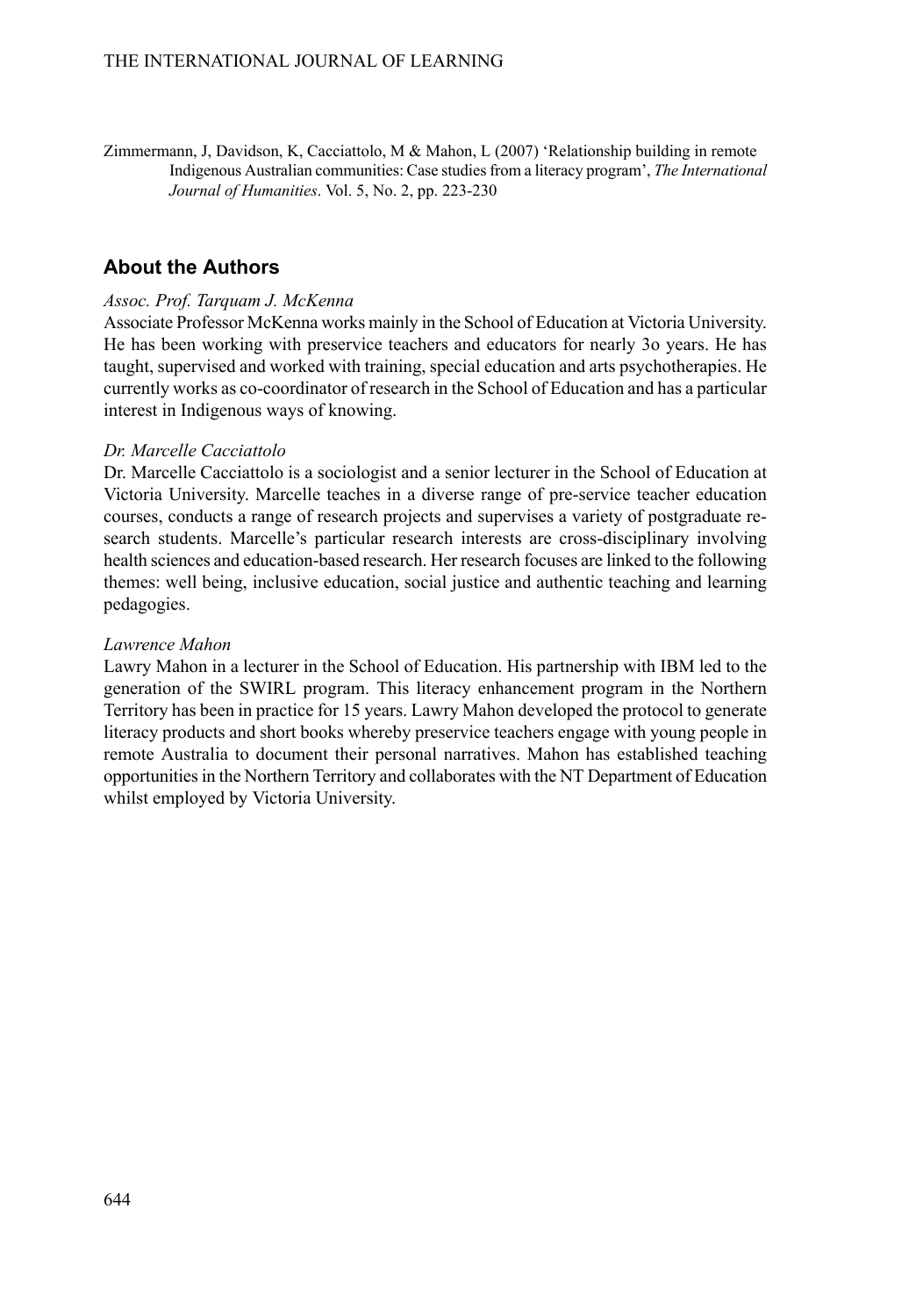Zimmermann, J, Davidson, K, Cacciattolo, M & Mahon, L (2007) 'Relationship building in remote Indigenous Australian communities: Case studies from a literacy program', *The International Journal of Humanities*. Vol. 5, No. 2, pp. 223-230

## About the Authors

*Assoc. Prof. Tarquam J. McKenna*

Associate Professor McKenna works mainly in the School of Education at Victoria University. He has been working with preservice teachers and educators for nearly 3o years. He has taught, supervised and worked with training, special education and arts psychotherapies. He currently works as co-coordinator of research in the School of Education and has a particular interest in Indigenous ways of knowing.

*Dr. Marcelle Cacciattolo*

Dr. Marcelle Cacciattolo is a sociologist and a senior lecturer in the School of Education at Victoria University. Marcelle teaches in a diverse range of pre-service teacher education courses, conducts a range of research projects and supervises a variety of postgraduate research students. Marcelle's particular research interests are cross-disciplinary involving health sciences and education-based research. Her research focuses are linked to the following themes: well being, inclusive education, social justice and authentic teaching and learning pedagogies.

*Lawrence Mahon*

Lawry Mahon in a lecturer in the School of Education. His partnership with IBM led to the generation of the SWIRL program. This literacy enhancement program in the Northern Territory has been in practice for 15 years. Lawry Mahon developed the protocol to generate literacy products and short books whereby preservice teachers engage with young people in remote Australia to document their personal narratives. Mahon has established teaching opportunities in the Northern Territory and collaborates with the NT Department of Education whilst employed by Victoria University.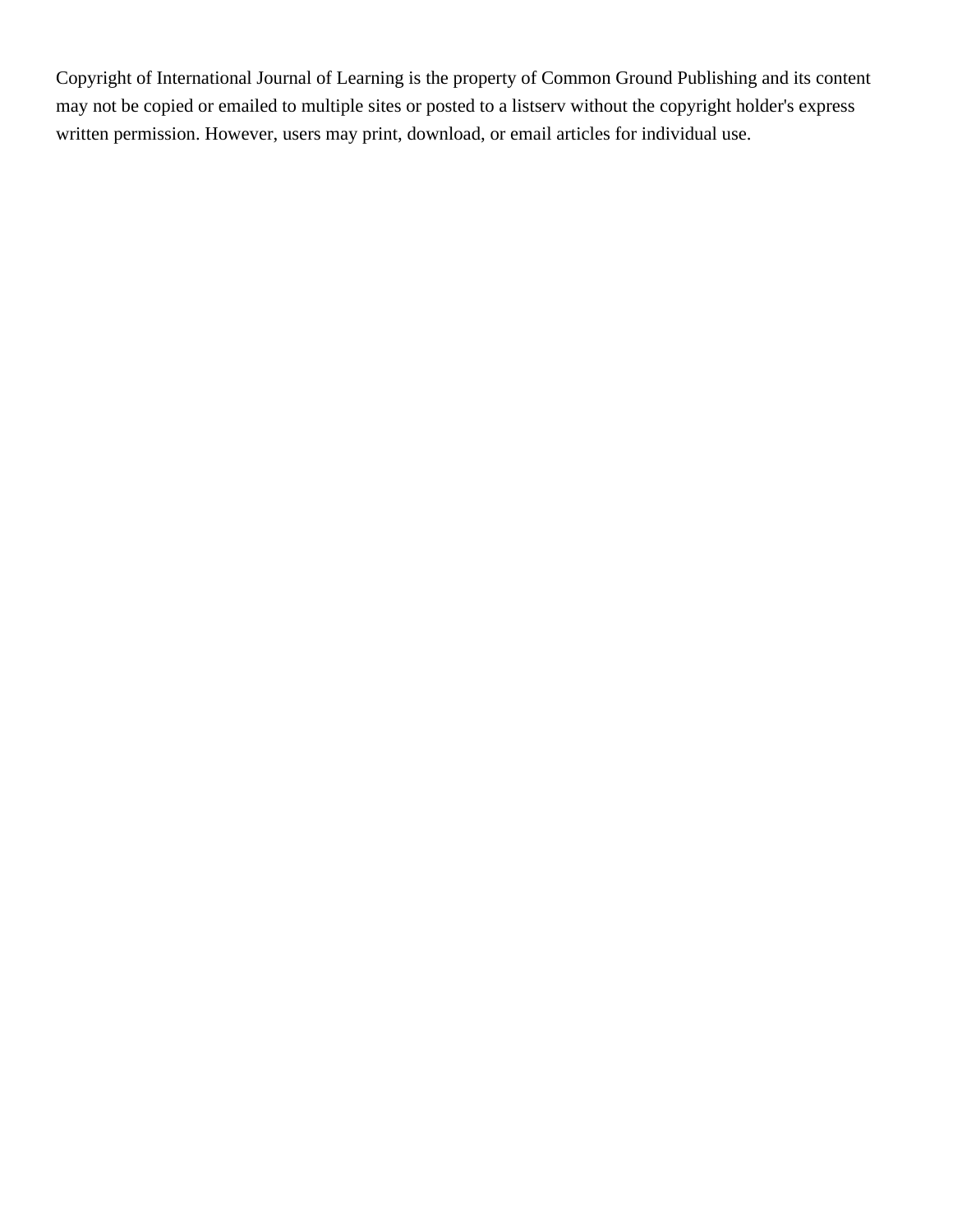Copyright of International Journal of Learning is the property of Common Ground Publishing and its content may not be copied or emailed to multiple sites or posted to a listserv without the copyright holder's express written permission. However, users may print, download, or email articles for individual use.